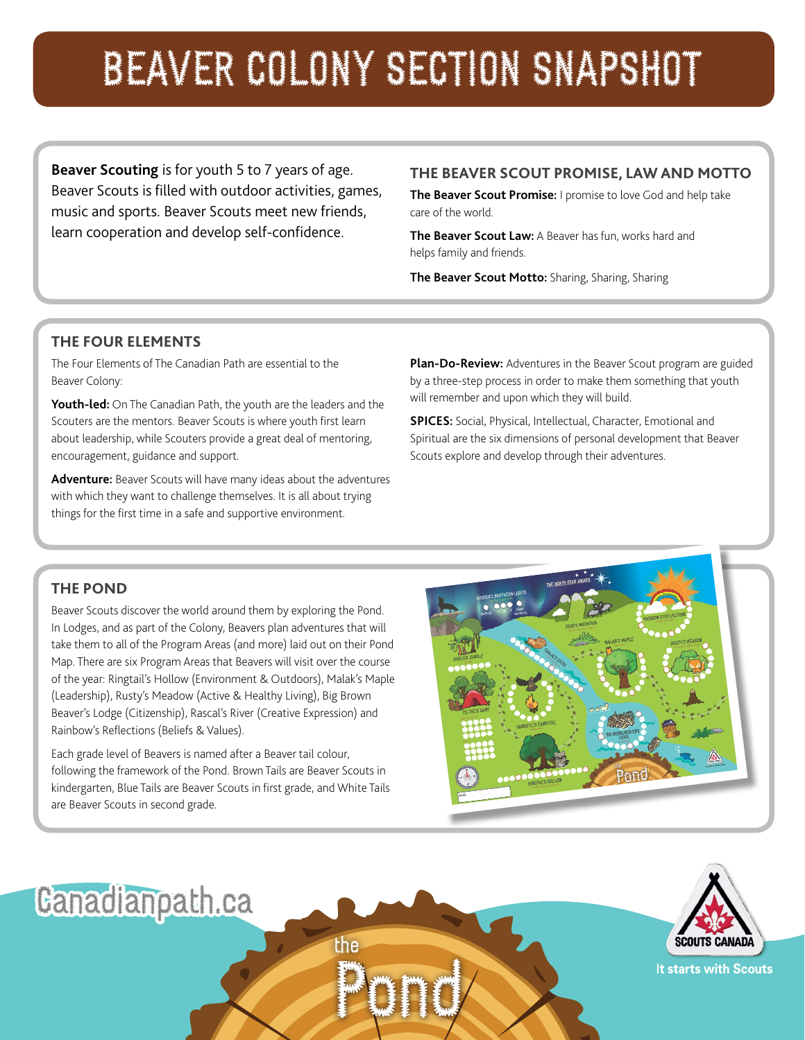# BEAVER COLONY SECTION SNAPSHOT

**Beaver Scouting** is for youth 5 to 7 years of age. Beaver Scouts is filled with outdoor activities, games, music and sports. Beaver Scouts meet new friends, learn cooperation and develop self-confidence.

## THE BEAVER SCOUT PROMISE, LAW AND MOTTO

**The Beaver Scout Promise:** I promise to love God and help take care of the world.

**The Beaver Scout Law:** A Beaver has fun, works hard and helps family and friends.

**The Beaver Scout Motto:** Sharing, Sharing, Sharing

## THE FOUR ELEMENTS

The Four Elements of The Canadian Path are essential to the Beaver Colony:

**Youth-led:** On The Canadian Path, the youth are the leaders and the Scouters are the mentors. Beaver Scouts is where youth first learn about leadership, while Scouters provide a great deal of mentoring, encouragement, guidance and support.

**Adventure:** Beaver Scouts will have many ideas about the adventures with which they want to challenge themselves. It is all about trying things for the first time in a safe and supportive environment.

**Plan-Do-Review:** Adventures in the Beaver Scout program are guided by a three-step process in order to make them something that youth will remember and upon which they will build.

**SPICES:** Social, Physical, Intellectual, Character, Emotional and Spiritual are the six dimensions of personal development that Beaver Scouts explore and develop through their adventures.

## THE POND

Beaver Scouts discover the world around them by exploring the Pond. In Lodges, and as part of the Colony, Beavers plan adventures that will take them to all of the Program Areas (and more) laid out on their Pond Map. There are six Program Areas that Beavers will visit over the course of the year: Ringtail's Hollow (Environment & Outdoors), Malak's Maple (Leadership), Rusty's Meadow (Active & Healthy Living), Big Brown Beaver's Lodge (Citizenship), Rascal's River (Creative Expression) and Rainbow's Reflections (Beliefs & Values).

Each grade level of Beavers is named after a Beaver tail colour, following the framework of the Pond. Brown Tails are Beaver Scouts in kindergarten, Blue Tails are Beaver Scouts in first grade, and White Tails are Beaver Scouts in second grade.

Canadianpath.ca

It starts with Scouts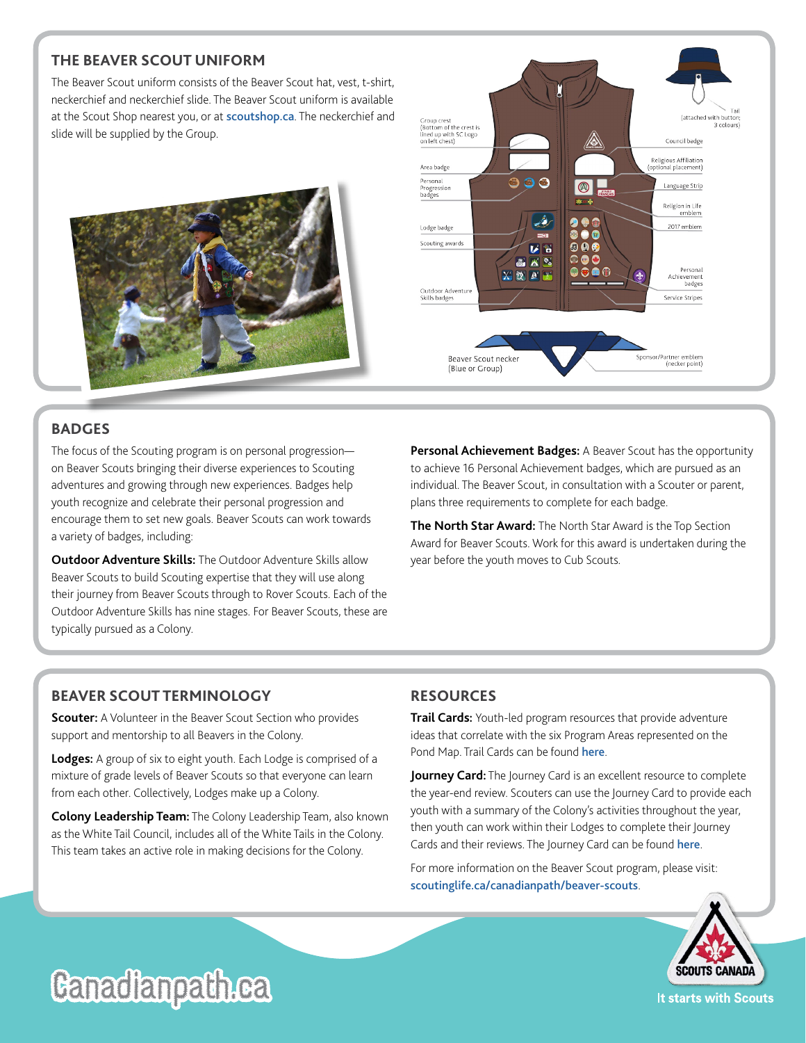## THE BEAVER SCOUT UNIFORM

The Beaver Scout uniform consists of the Beaver Scout hat, vest, t-shirt, neckerchief and neckerchief slide. The Beaver Scout uniform is available at the Scout Shop nearest you, or at scoutshop.ca. The neckerchief and slide will be supplied by the Group.

Group crest (Bottom of the crest is lined up with SC logo on left chest)
Area badge
Personal Progression badges
Lodge badge
Scouting awards
Outdoor Adventure Skills badges
Tail (attached with button; 3 colours)
Council badge
Religious Affiliation (optional placement)
Language Strip
Religion in Life emblem
2017 emblem
Personal Achievement badges
Service Stripes
Beaver Scout necker (Blue or Group)
Sponsor/Partner emblem (necker point)

## BADGES

The focus of the Scouting program is on personal progression—on Beaver Scouts bringing their diverse experiences to Scouting adventures and growing through new experiences. Badges help youth recognize and celebrate their personal progression and encourage them to set new goals. Beaver Scouts can work towards a variety of badges, including:

**Outdoor Adventure Skills:** The Outdoor Adventure Skills allow Beaver Scouts to build Scouting expertise that they will use along their journey from Beaver Scouts through to Rover Scouts. Each of the Outdoor Adventure Skills has nine stages. For Beaver Scouts, these are typically pursued as a Colony.

**Personal Achievement Badges:** A Beaver Scout has the opportunity to achieve 16 Personal Achievement badges, which are pursued as an individual. The Beaver Scout, in consultation with a Scouter or parent, plans three requirements to complete for each badge.

**The North Star Award:** The North Star Award is the Top Section Award for Beaver Scouts. Work for this award is undertaken during the year before the youth moves to Cub Scouts.

## BEAVER SCOUT TERMINOLOGY

**Scouter:** A Volunteer in the Beaver Scout Section who provides support and mentorship to all Beavers in the Colony.

**Lodges:** A group of six to eight youth. Each Lodge is comprised of a mixture of grade levels of Beaver Scouts so that everyone can learn from each other. Collectively, Lodges make up a Colony.

**Colony Leadership Team:** The Colony Leadership Team, also known as the White Tail Council, includes all of the White Tails in the Colony. This team takes an active role in making decisions for the Colony.

## RESOURCES

**Trail Cards:** Youth-led program resources that provide adventure ideas that correlate with the six Program Areas represented on the Pond Map. Trail Cards can be found here.

**Journey Card:** The Journey Card is an excellent resource to complete the year-end review. Scouters can use the Journey Card to provide each youth with a summary of the Colony's activities throughout the year, then youth can work within their Lodges to complete their Journey Cards and their reviews. The Journey Card can be found here.

For more information on the Beaver Scout program, please visit: scoutinglife.ca/canadianpath/beaver-scouts.

Canadianpath.ca

SCOUTS CANADA
It starts with Scouts